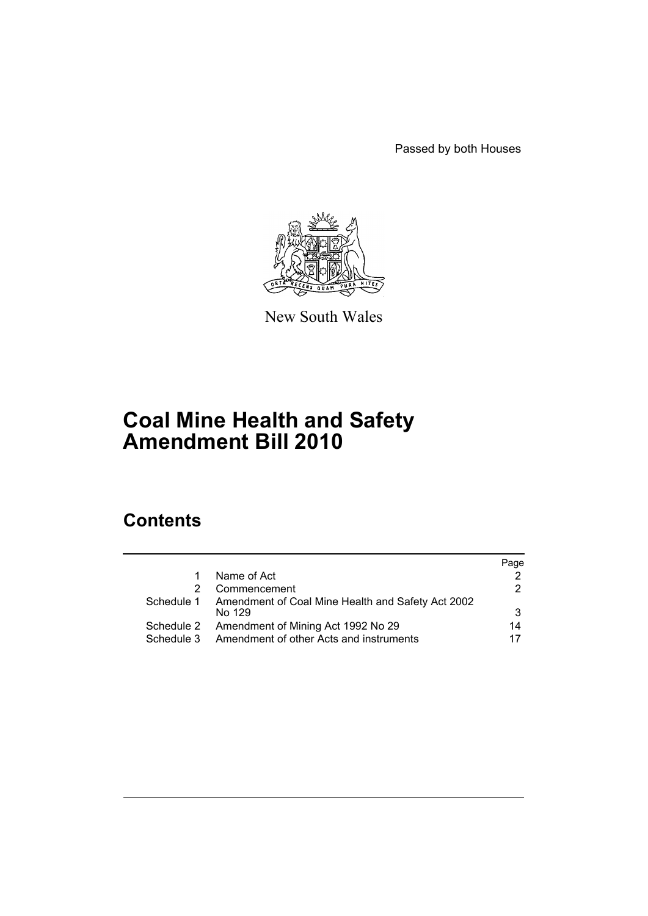Passed by both Houses

New South Wales

# Coal Mine Health and Safety Amendment Bill 2010

## Contents

| | | Page |
|---|---|---|
| 1 | Name of Act | 2 |
| 2 | Commencement | 2 |
| Schedule 1 | Amendment of Coal Mine Health and Safety Act 2002 No 129 | 3 |
| Schedule 2 | Amendment of Mining Act 1992 No 29 | 14 |
| Schedule 3 | Amendment of other Acts and instruments | 17 |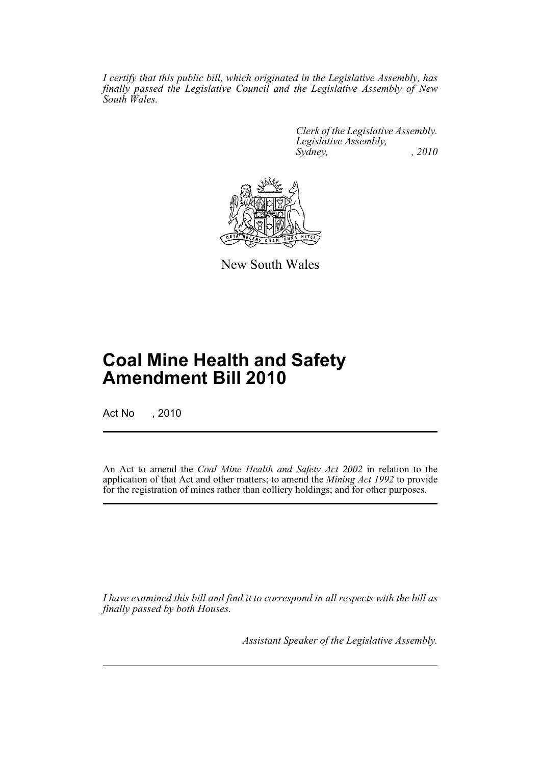*I certify that this public bill, which originated in the Legislative Assembly, has finally passed the Legislative Council and the Legislative Assembly of New South Wales.*

*Clerk of the Legislative Assembly.*
*Legislative Assembly,*
*Sydney, , 2010*

New South Wales

# Coal Mine Health and Safety Amendment Bill 2010

Act No , 2010

An Act to amend the *Coal Mine Health and Safety Act 2002* in relation to the application of that Act and other matters; to amend the *Mining Act 1992* to provide for the registration of mines rather than colliery holdings; and for other purposes.

*I have examined this bill and find it to correspond in all respects with the bill as finally passed by both Houses.*

*Assistant Speaker of the Legislative Assembly.*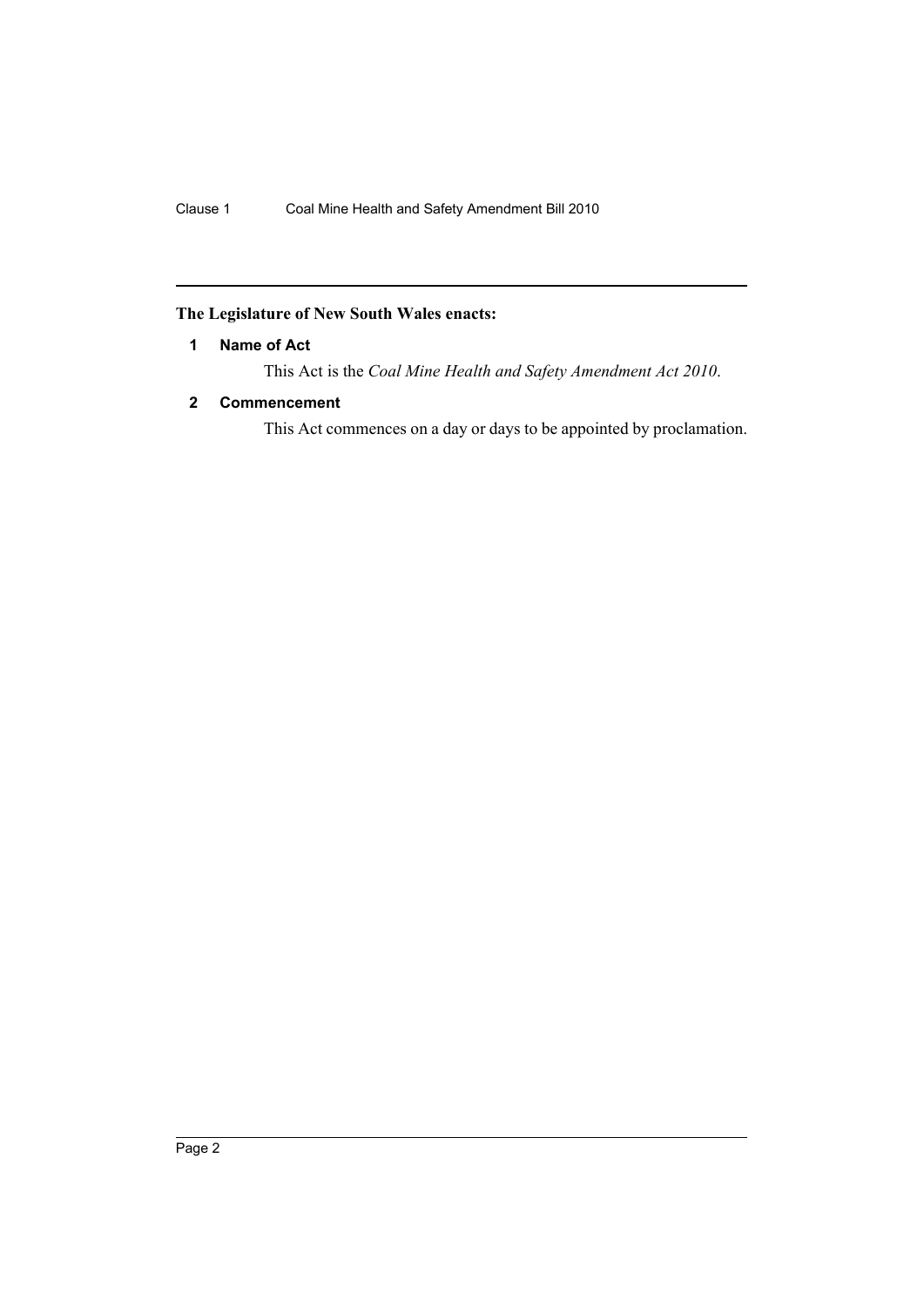**The Legislature of New South Wales enacts:**

### 1 Name of Act

This Act is the *Coal Mine Health and Safety Amendment Act 2010*.

### 2 Commencement

This Act commences on a day or days to be appointed by proclamation.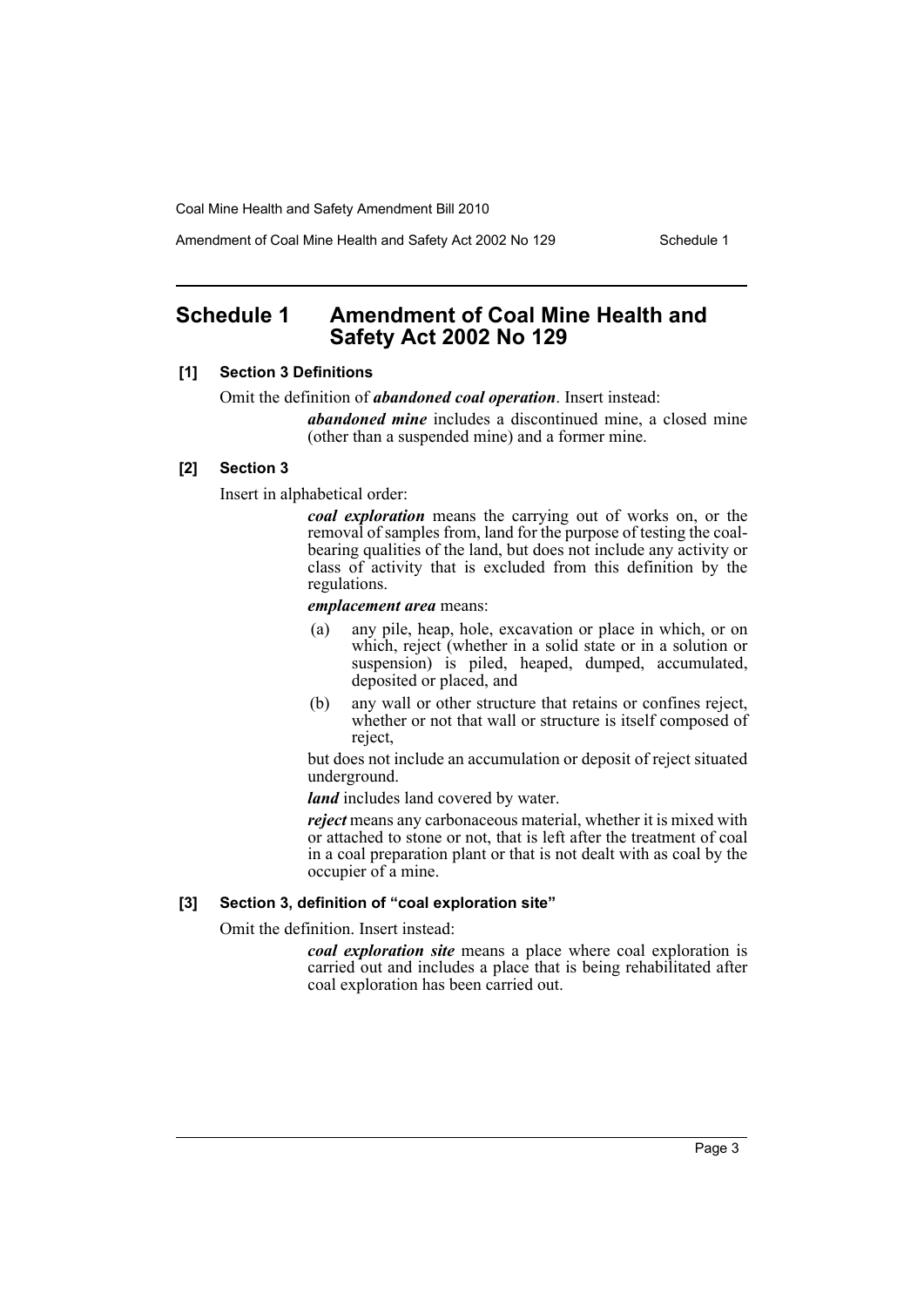# Schedule 1 Amendment of Coal Mine Health and Safety Act 2002 No 129

**[1] Section 3 Definitions**

Omit the definition of ***abandoned coal operation***. Insert instead:

> ***abandoned mine*** includes a discontinued mine, a closed mine (other than a suspended mine) and a former mine.

**[2] Section 3**

Insert in alphabetical order:

> ***coal exploration*** means the carrying out of works on, or the removal of samples from, land for the purpose of testing the coal-bearing qualities of the land, but does not include any activity or class of activity that is excluded from this definition by the regulations.
>
> ***emplacement area*** means:
>
> (a) any pile, heap, hole, excavation or place in which, or on which, reject (whether in a solid state or in a solution or suspension) is piled, heaped, dumped, accumulated, deposited or placed, and
>
> (b) any wall or other structure that retains or confines reject, whether or not that wall or structure is itself composed of reject,
>
> but does not include an accumulation or deposit of reject situated underground.
>
> ***land*** includes land covered by water.
>
> ***reject*** means any carbonaceous material, whether it is mixed with or attached to stone or not, that is left after the treatment of coal in a coal preparation plant or that is not dealt with as coal by the occupier of a mine.

**[3] Section 3, definition of "coal exploration site"**

Omit the definition. Insert instead:

> ***coal exploration site*** means a place where coal exploration is carried out and includes a place that is being rehabilitated after coal exploration has been carried out.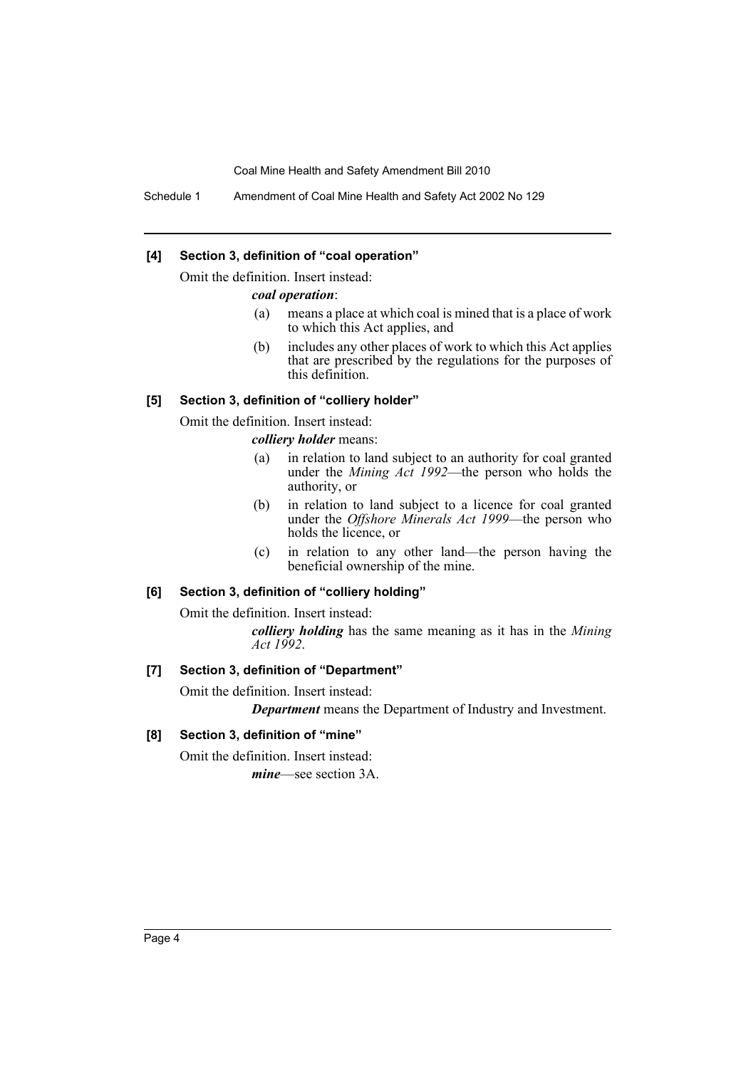**[4] Section 3, definition of "coal operation"**

Omit the definition. Insert instead:

***coal operation***:

(a) means a place at which coal is mined that is a place of work to which this Act applies, and

(b) includes any other places of work to which this Act applies that are prescribed by the regulations for the purposes of this definition.

**[5] Section 3, definition of "colliery holder"**

Omit the definition. Insert instead:

***colliery holder*** means:

(a) in relation to land subject to an authority for coal granted under the *Mining Act 1992*—the person who holds the authority, or

(b) in relation to land subject to a licence for coal granted under the *Offshore Minerals Act 1999*—the person who holds the licence, or

(c) in relation to any other land—the person having the beneficial ownership of the mine.

**[6] Section 3, definition of "colliery holding"**

Omit the definition. Insert instead:

***colliery holding*** has the same meaning as it has in the *Mining Act 1992*.

**[7] Section 3, definition of "Department"**

Omit the definition. Insert instead:

***Department*** means the Department of Industry and Investment.

**[8] Section 3, definition of "mine"**

Omit the definition. Insert instead:

***mine***—see section 3A.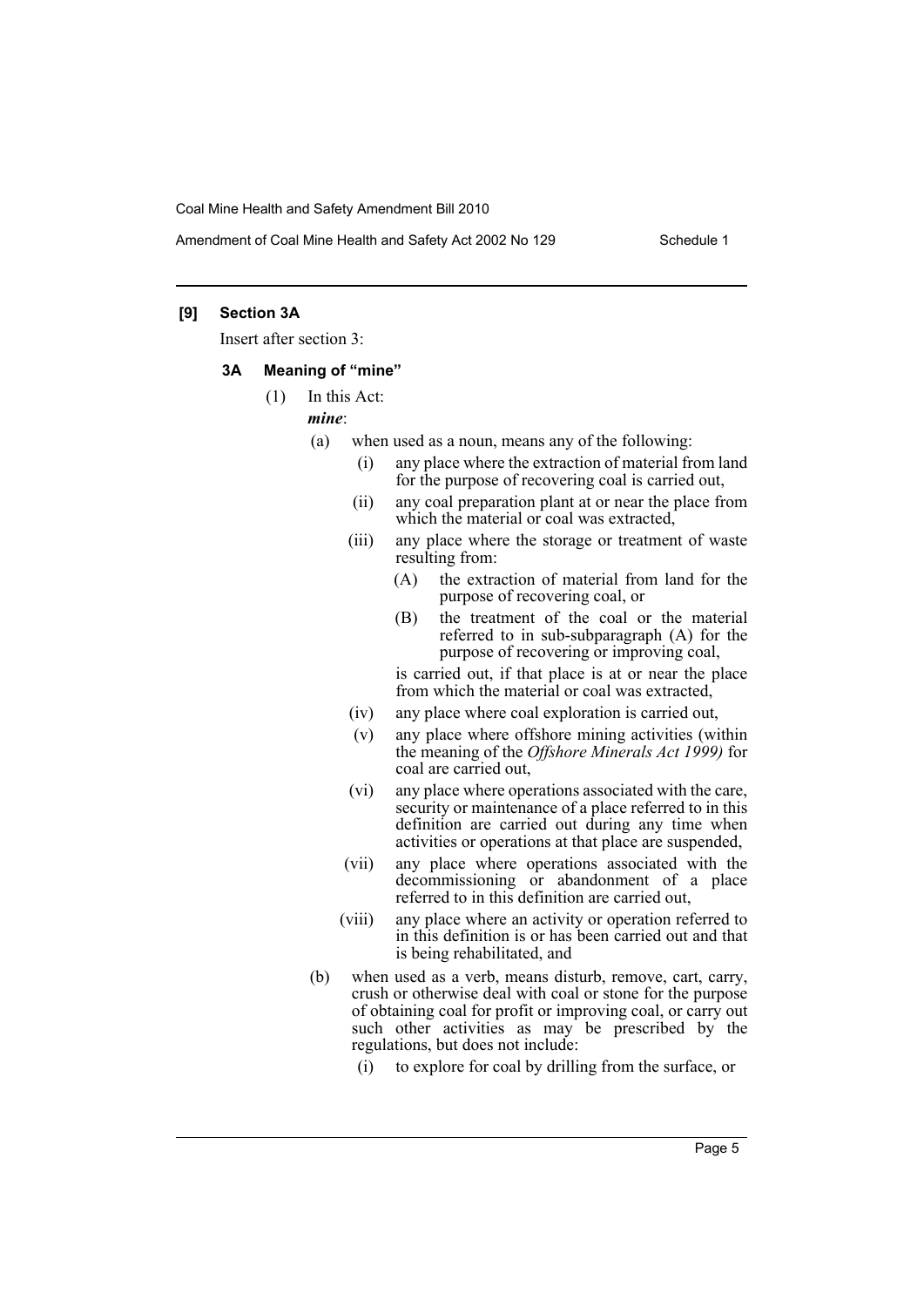**[9] Section 3A**

Insert after section 3:

**3A Meaning of "mine"**

(1) In this Act:

***mine***:

(a) when used as a noun, means any of the following:

(i) any place where the extraction of material from land for the purpose of recovering coal is carried out,

(ii) any coal preparation plant at or near the place from which the material or coal was extracted,

(iii) any place where the storage or treatment of waste resulting from:

(A) the extraction of material from land for the purpose of recovering coal, or

(B) the treatment of the coal or the material referred to in sub-subparagraph (A) for the purpose of recovering or improving coal,

is carried out, if that place is at or near the place from which the material or coal was extracted,

(iv) any place where coal exploration is carried out,

(v) any place where offshore mining activities (within the meaning of the *Offshore Minerals Act 1999)* for coal are carried out,

(vi) any place where operations associated with the care, security or maintenance of a place referred to in this definition are carried out during any time when activities or operations at that place are suspended,

(vii) any place where operations associated with the decommissioning or abandonment of a place referred to in this definition are carried out,

(viii) any place where an activity or operation referred to in this definition is or has been carried out and that is being rehabilitated, and

(b) when used as a verb, means disturb, remove, cart, carry, crush or otherwise deal with coal or stone for the purpose of obtaining coal for profit or improving coal, or carry out such other activities as may be prescribed by the regulations, but does not include:

(i) to explore for coal by drilling from the surface, or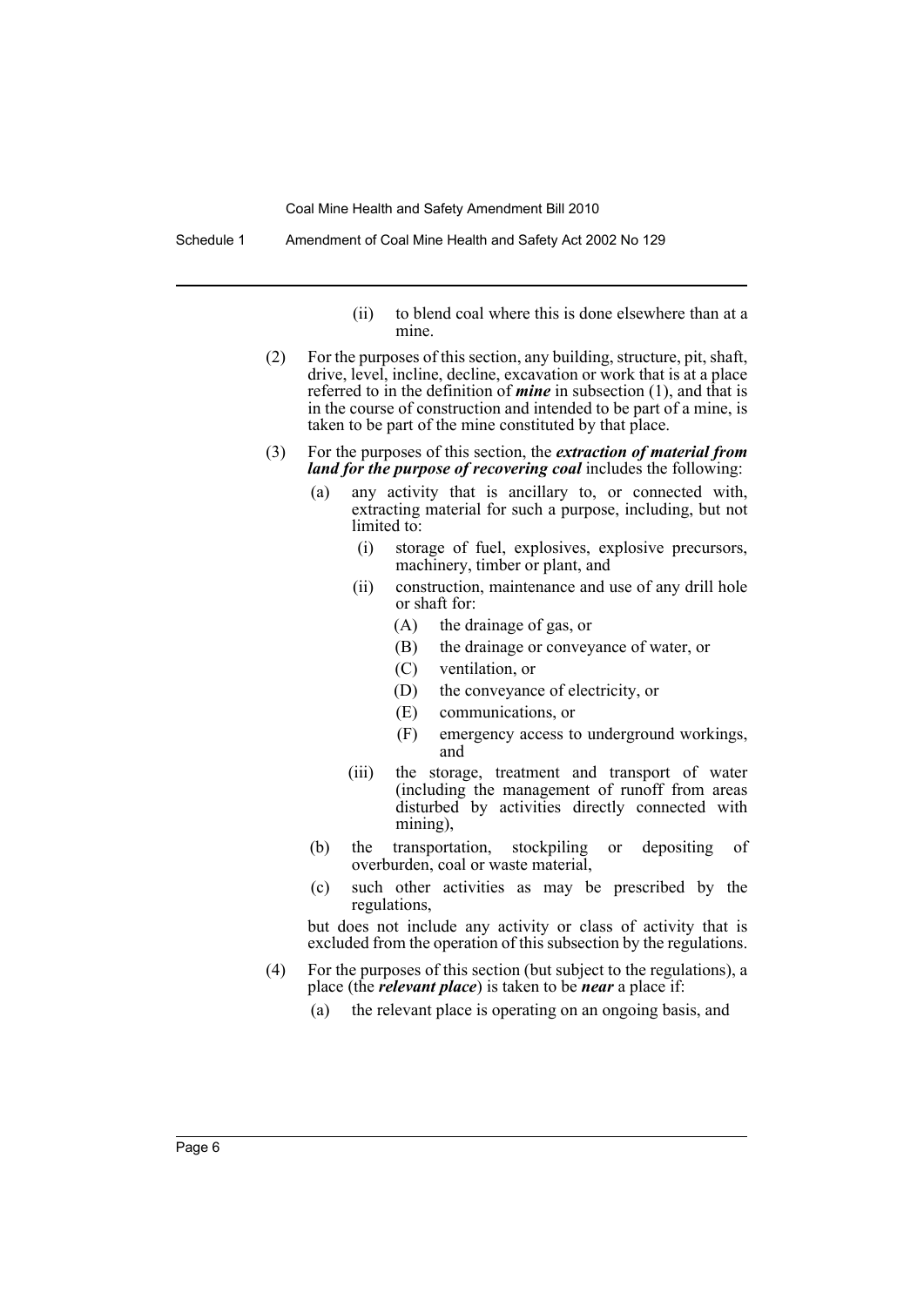(ii) to blend coal where this is done elsewhere than at a mine.

(2) For the purposes of this section, any building, structure, pit, shaft, drive, level, incline, decline, excavation or work that is at a place referred to in the definition of ***mine*** in subsection (1), and that is in the course of construction and intended to be part of a mine, is taken to be part of the mine constituted by that place.

(3) For the purposes of this section, the ***extraction of material from land for the purpose of recovering coal*** includes the following:

- (a) any activity that is ancillary to, or connected with, extracting material for such a purpose, including, but not limited to:
  - (i) storage of fuel, explosives, explosive precursors, machinery, timber or plant, and
  - (ii) construction, maintenance and use of any drill hole or shaft for:
    - (A) the drainage of gas, or
    - (B) the drainage or conveyance of water, or
    - (C) ventilation, or
    - (D) the conveyance of electricity, or
    - (E) communications, or
    - (F) emergency access to underground workings, and
  - (iii) the storage, treatment and transport of water (including the management of runoff from areas disturbed by activities directly connected with mining),
- (b) the transportation, stockpiling or depositing of overburden, coal or waste material,
- (c) such other activities as may be prescribed by the regulations,

but does not include any activity or class of activity that is excluded from the operation of this subsection by the regulations.

(4) For the purposes of this section (but subject to the regulations), a place (the ***relevant place***) is taken to be ***near*** a place if:

- (a) the relevant place is operating on an ongoing basis, and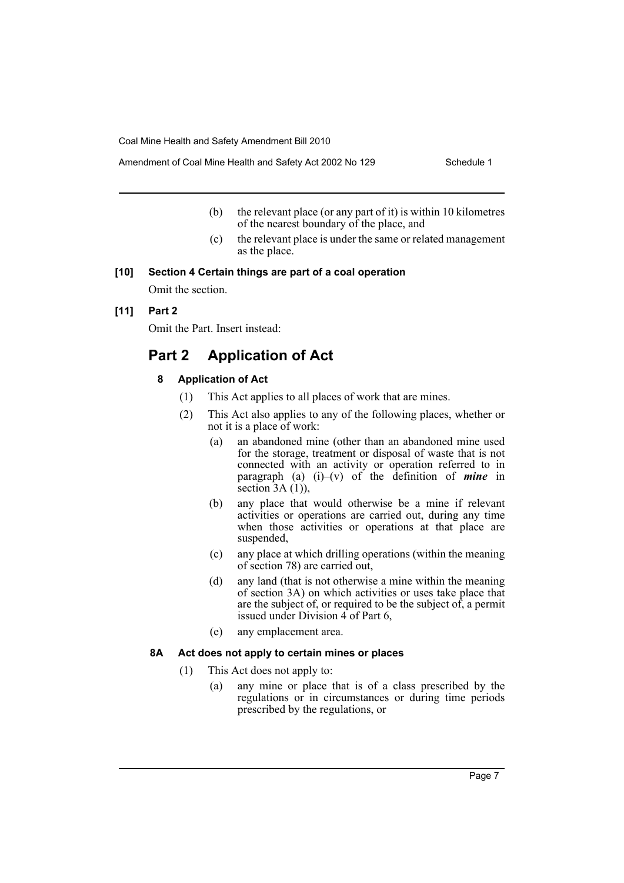(b) the relevant place (or any part of it) is within 10 kilometres of the nearest boundary of the place, and

(c) the relevant place is under the same or related management as the place.

**[10] Section 4 Certain things are part of a coal operation**

Omit the section.

**[11] Part 2**

Omit the Part. Insert instead:

## Part 2 Application of Act

### 8 Application of Act

(1) This Act applies to all places of work that are mines.

(2) This Act also applies to any of the following places, whether or not it is a place of work:

(a) an abandoned mine (other than an abandoned mine used for the storage, treatment or disposal of waste that is not connected with an activity or operation referred to in paragraph (a) (i)–(v) of the definition of ***mine*** in section 3A (1)),

(b) any place that would otherwise be a mine if relevant activities or operations are carried out, during any time when those activities or operations at that place are suspended,

(c) any place at which drilling operations (within the meaning of section 78) are carried out,

(d) any land (that is not otherwise a mine within the meaning of section 3A) on which activities or uses take place that are the subject of, or required to be the subject of, a permit issued under Division 4 of Part 6,

(e) any emplacement area.

### 8A Act does not apply to certain mines or places

(1) This Act does not apply to:

(a) any mine or place that is of a class prescribed by the regulations or in circumstances or during time periods prescribed by the regulations, or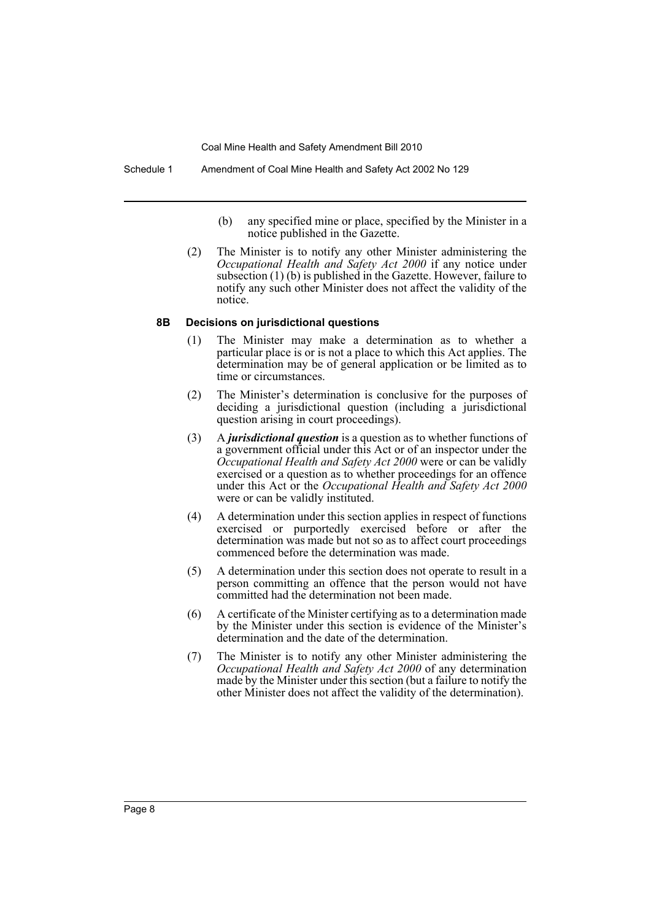(b) any specified mine or place, specified by the Minister in a notice published in the Gazette.

(2) The Minister is to notify any other Minister administering the *Occupational Health and Safety Act 2000* if any notice under subsection (1) (b) is published in the Gazette. However, failure to notify any such other Minister does not affect the validity of the notice.

### 8B Decisions on jurisdictional questions

(1) The Minister may make a determination as to whether a particular place is or is not a place to which this Act applies. The determination may be of general application or be limited as to time or circumstances.

(2) The Minister's determination is conclusive for the purposes of deciding a jurisdictional question (including a jurisdictional question arising in court proceedings).

(3) A ***jurisdictional question*** is a question as to whether functions of a government official under this Act or of an inspector under the *Occupational Health and Safety Act 2000* were or can be validly exercised or a question as to whether proceedings for an offence under this Act or the *Occupational Health and Safety Act 2000* were or can be validly instituted.

(4) A determination under this section applies in respect of functions exercised or purportedly exercised before or after the determination was made but not so as to affect court proceedings commenced before the determination was made.

(5) A determination under this section does not operate to result in a person committing an offence that the person would not have committed had the determination not been made.

(6) A certificate of the Minister certifying as to a determination made by the Minister under this section is evidence of the Minister's determination and the date of the determination.

(7) The Minister is to notify any other Minister administering the *Occupational Health and Safety Act 2000* of any determination made by the Minister under this section (but a failure to notify the other Minister does not affect the validity of the determination).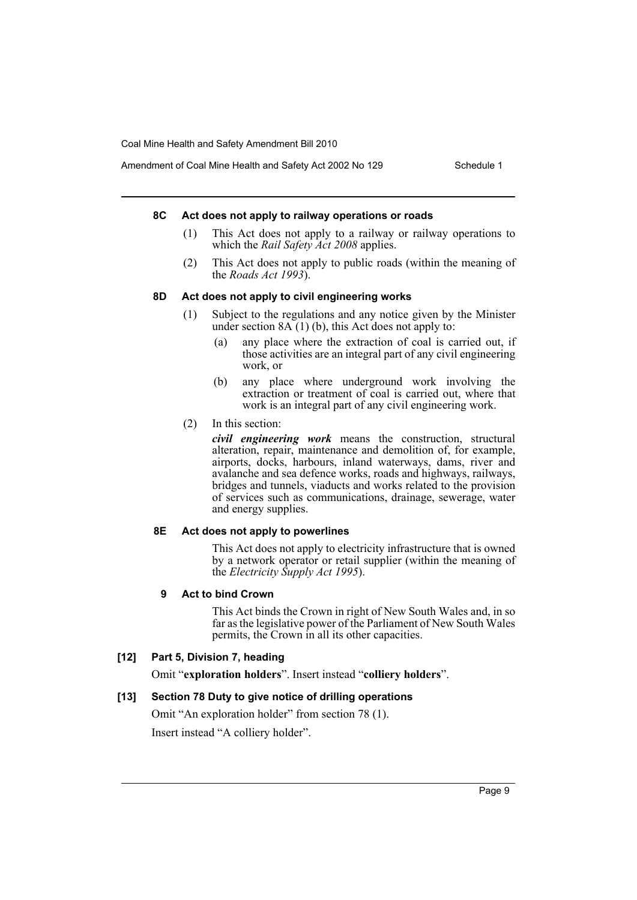#### 8C Act does not apply to railway operations or roads

(1) This Act does not apply to a railway or railway operations to which the *Rail Safety Act 2008* applies.

(2) This Act does not apply to public roads (within the meaning of the *Roads Act 1993*).

#### 8D Act does not apply to civil engineering works

(1) Subject to the regulations and any notice given by the Minister under section 8A (1) (b), this Act does not apply to:

(a) any place where the extraction of coal is carried out, if those activities are an integral part of any civil engineering work, or

(b) any place where underground work involving the extraction or treatment of coal is carried out, where that work is an integral part of any civil engineering work.

(2) In this section:

***civil engineering work*** means the construction, structural alteration, repair, maintenance and demolition of, for example, airports, docks, harbours, inland waterways, dams, river and avalanche and sea defence works, roads and highways, railways, bridges and tunnels, viaducts and works related to the provision of services such as communications, drainage, sewerage, water and energy supplies.

#### 8E Act does not apply to powerlines

This Act does not apply to electricity infrastructure that is owned by a network operator or retail supplier (within the meaning of the *Electricity Supply Act 1995*).

#### 9 Act to bind Crown

This Act binds the Crown in right of New South Wales and, in so far as the legislative power of the Parliament of New South Wales permits, the Crown in all its other capacities.

### [12] Part 5, Division 7, heading

Omit "**exploration holders**". Insert instead "**colliery holders**".

### [13] Section 78 Duty to give notice of drilling operations

Omit "An exploration holder" from section 78 (1).

Insert instead "A colliery holder".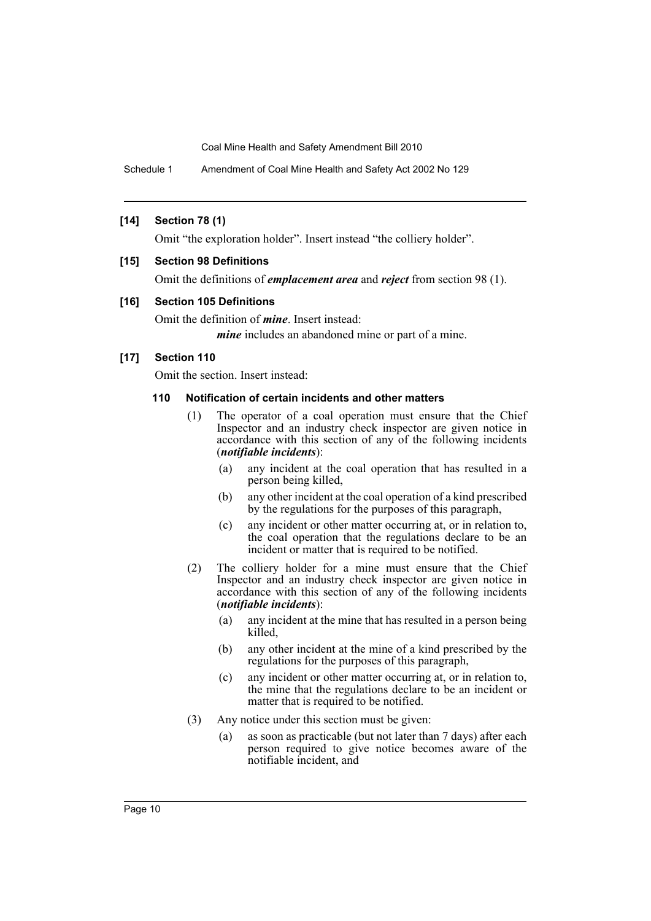### [14] Section 78 (1)

Omit "the exploration holder". Insert instead "the colliery holder".

### [15] Section 98 Definitions

Omit the definitions of ***emplacement area*** and ***reject*** from section 98 (1).

### [16] Section 105 Definitions

Omit the definition of ***mine***. Insert instead:

> ***mine*** includes an abandoned mine or part of a mine.

### [17] Section 110

Omit the section. Insert instead:

#### 110 Notification of certain incidents and other matters

(1) The operator of a coal operation must ensure that the Chief Inspector and an industry check inspector are given notice in accordance with this section of any of the following incidents (***notifiable incidents***):

- (a) any incident at the coal operation that has resulted in a person being killed,
- (b) any other incident at the coal operation of a kind prescribed by the regulations for the purposes of this paragraph,
- (c) any incident or other matter occurring at, or in relation to, the coal operation that the regulations declare to be an incident or matter that is required to be notified.

(2) The colliery holder for a mine must ensure that the Chief Inspector and an industry check inspector are given notice in accordance with this section of any of the following incidents (***notifiable incidents***):

- (a) any incident at the mine that has resulted in a person being killed,
- (b) any other incident at the mine of a kind prescribed by the regulations for the purposes of this paragraph,
- (c) any incident or other matter occurring at, or in relation to, the mine that the regulations declare to be an incident or matter that is required to be notified.

(3) Any notice under this section must be given:

- (a) as soon as practicable (but not later than 7 days) after each person required to give notice becomes aware of the notifiable incident, and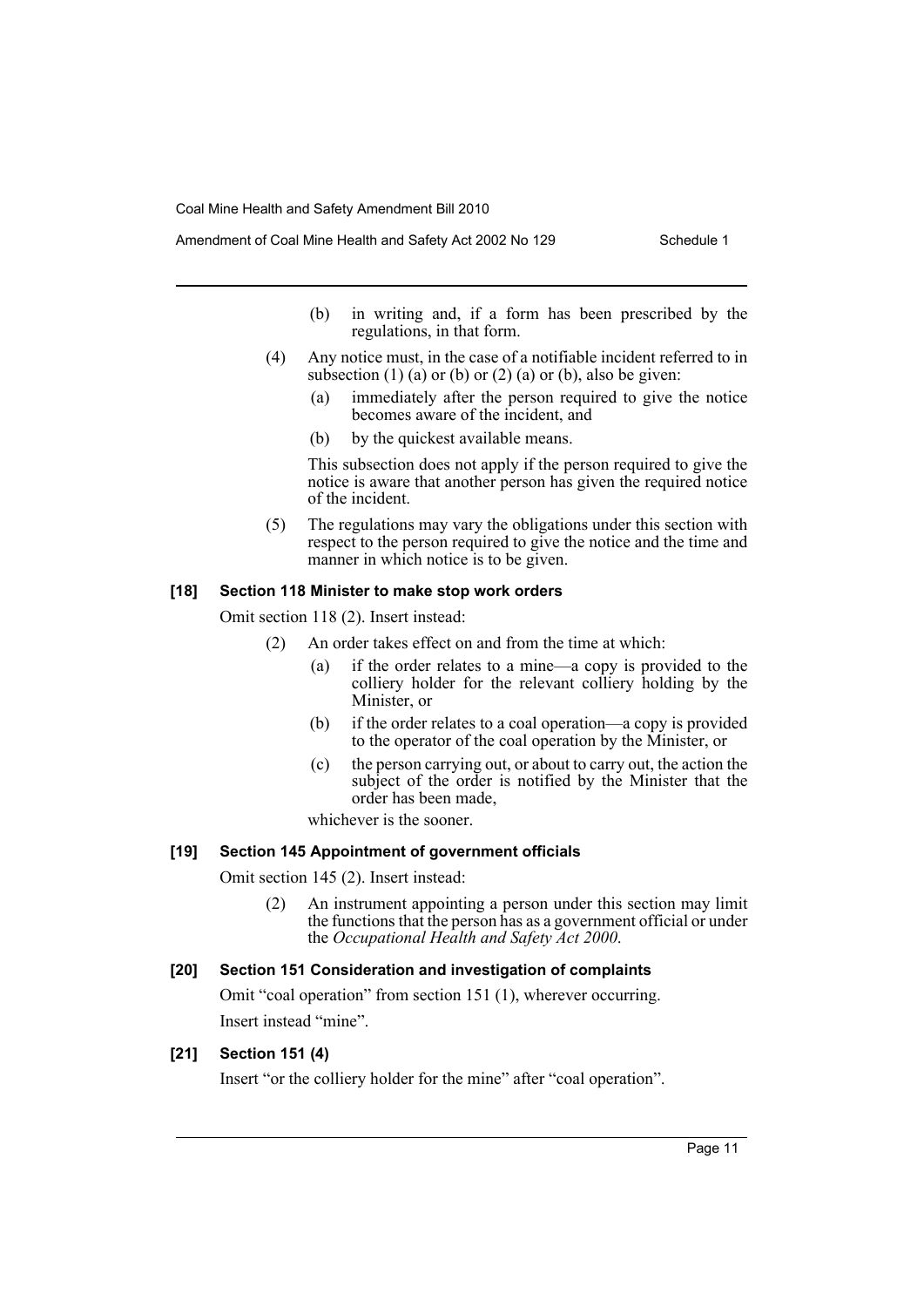(b) in writing and, if a form has been prescribed by the regulations, in that form.

(4) Any notice must, in the case of a notifiable incident referred to in subsection (1) (a) or (b) or (2) (a) or (b), also be given:

(a) immediately after the person required to give the notice becomes aware of the incident, and

(b) by the quickest available means.

This subsection does not apply if the person required to give the notice is aware that another person has given the required notice of the incident.

(5) The regulations may vary the obligations under this section with respect to the person required to give the notice and the time and manner in which notice is to be given.

#### [18] Section 118 Minister to make stop work orders

Omit section 118 (2). Insert instead:

(2) An order takes effect on and from the time at which:

(a) if the order relates to a mine—a copy is provided to the colliery holder for the relevant colliery holding by the Minister, or

(b) if the order relates to a coal operation—a copy is provided to the operator of the coal operation by the Minister, or

(c) the person carrying out, or about to carry out, the action the subject of the order is notified by the Minister that the order has been made,

whichever is the sooner.

#### [19] Section 145 Appointment of government officials

Omit section 145 (2). Insert instead:

(2) An instrument appointing a person under this section may limit the functions that the person has as a government official or under the *Occupational Health and Safety Act 2000*.

#### [20] Section 151 Consideration and investigation of complaints

Omit "coal operation" from section 151 (1), wherever occurring.

Insert instead "mine".

#### [21] Section 151 (4)

Insert "or the colliery holder for the mine" after "coal operation".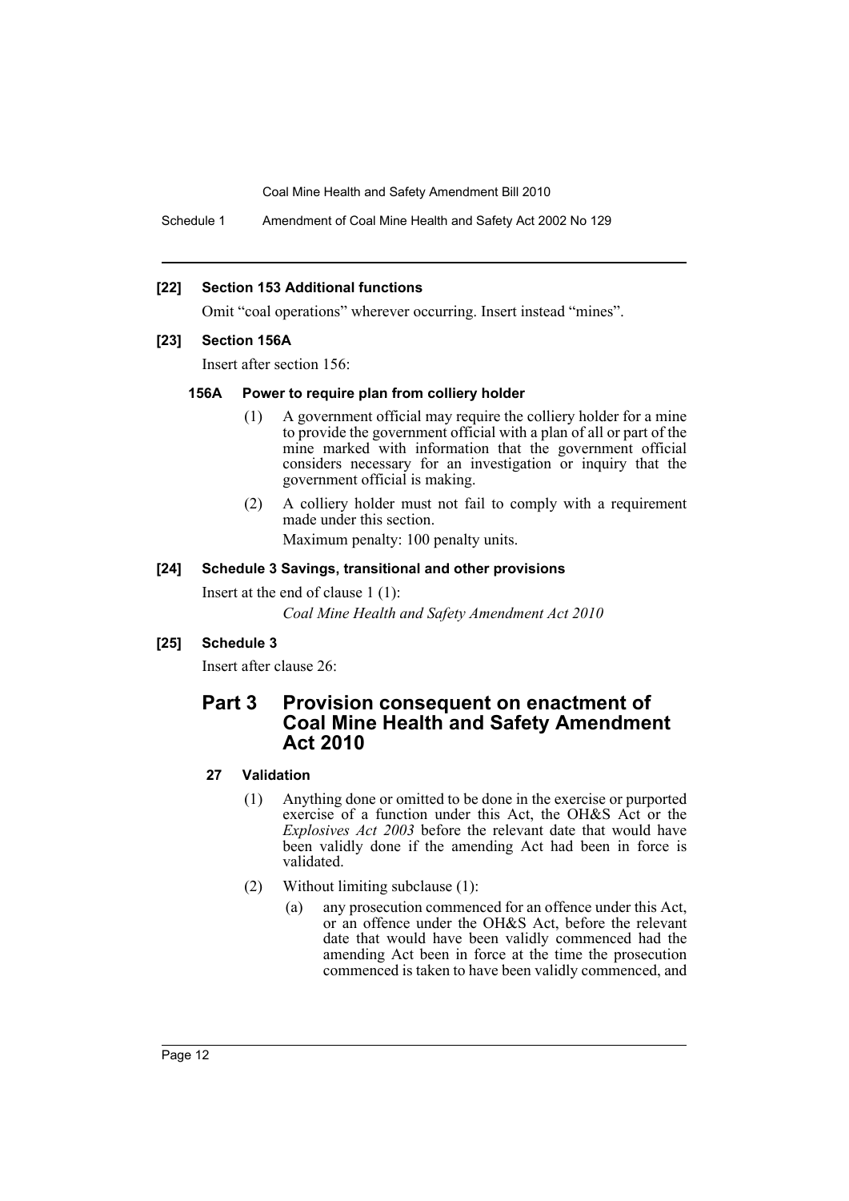**[22] Section 153 Additional functions**

Omit "coal operations" wherever occurring. Insert instead "mines".

**[23] Section 156A**

Insert after section 156:

**156A Power to require plan from colliery holder**

(1) A government official may require the colliery holder for a mine to provide the government official with a plan of all or part of the mine marked with information that the government official considers necessary for an investigation or inquiry that the government official is making.

(2) A colliery holder must not fail to comply with a requirement made under this section.

Maximum penalty: 100 penalty units.

**[24] Schedule 3 Savings, transitional and other provisions**

Insert at the end of clause 1 (1):

*Coal Mine Health and Safety Amendment Act 2010*

**[25] Schedule 3**

Insert after clause 26:

## Part 3 Provision consequent on enactment of Coal Mine Health and Safety Amendment Act 2010

**27 Validation**

(1) Anything done or omitted to be done in the exercise or purported exercise of a function under this Act, the OH&S Act or the *Explosives Act 2003* before the relevant date that would have been validly done if the amending Act had been in force is validated.

(2) Without limiting subclause (1):

(a) any prosecution commenced for an offence under this Act, or an offence under the OH&S Act, before the relevant date that would have been validly commenced had the amending Act been in force at the time the prosecution commenced is taken to have been validly commenced, and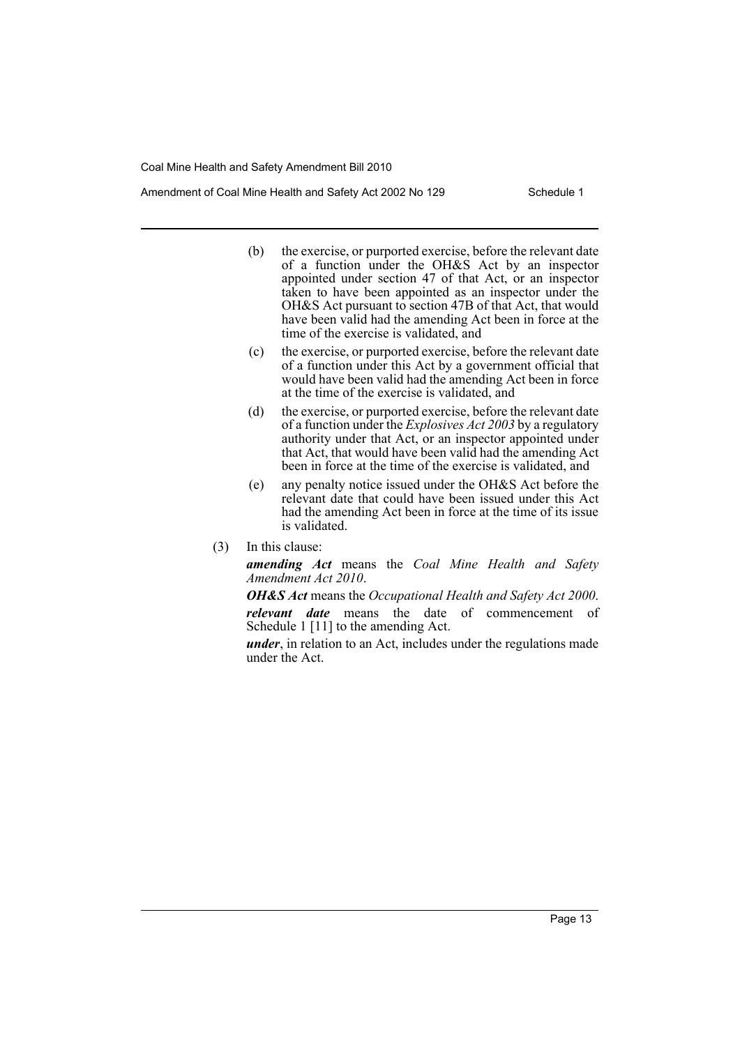(b) the exercise, or purported exercise, before the relevant date of a function under the OH&S Act by an inspector appointed under section 47 of that Act, or an inspector taken to have been appointed as an inspector under the OH&S Act pursuant to section 47B of that Act, that would have been valid had the amending Act been in force at the time of the exercise is validated, and

(c) the exercise, or purported exercise, before the relevant date of a function under this Act by a government official that would have been valid had the amending Act been in force at the time of the exercise is validated, and

(d) the exercise, or purported exercise, before the relevant date of a function under the *Explosives Act 2003* by a regulatory authority under that Act, or an inspector appointed under that Act, that would have been valid had the amending Act been in force at the time of the exercise is validated, and

(e) any penalty notice issued under the OH&S Act before the relevant date that could have been issued under this Act had the amending Act been in force at the time of its issue is validated.

(3) In this clause:

***amending Act*** means the *Coal Mine Health and Safety Amendment Act 2010*.

***OH&S Act*** means the *Occupational Health and Safety Act 2000*.

***relevant date*** means the date of commencement of Schedule 1 [11] to the amending Act.

***under***, in relation to an Act, includes under the regulations made under the Act.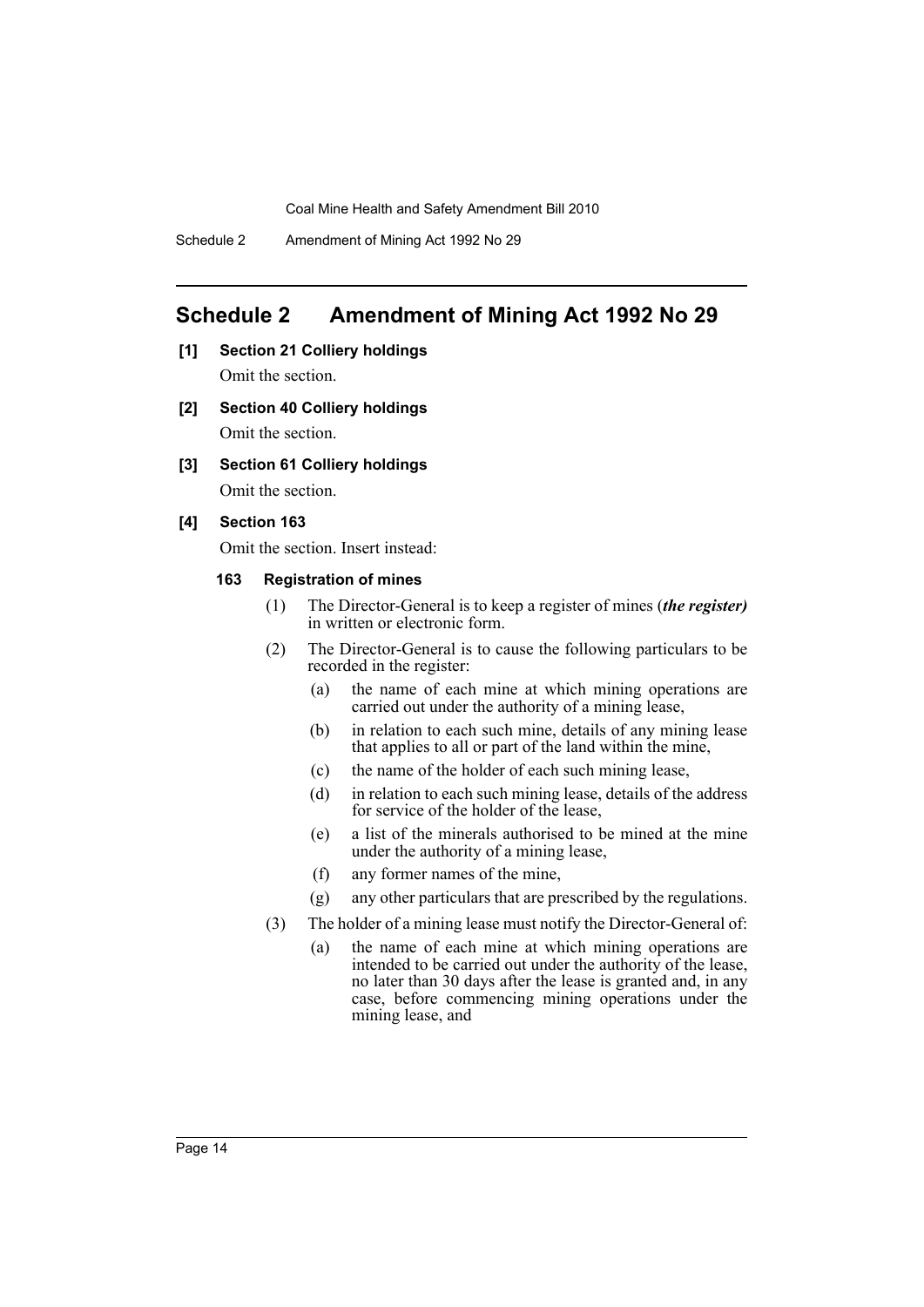# Schedule 2 Amendment of Mining Act 1992 No 29

**[1] Section 21 Colliery holdings**

Omit the section.

**[2] Section 40 Colliery holdings**

Omit the section.

**[3] Section 61 Colliery holdings**

Omit the section.

**[4] Section 163**

Omit the section. Insert instead:

**163 Registration of mines**

(1) The Director-General is to keep a register of mines (***the register)*** in written or electronic form.

(2) The Director-General is to cause the following particulars to be recorded in the register:

- (a) the name of each mine at which mining operations are carried out under the authority of a mining lease,
- (b) in relation to each such mine, details of any mining lease that applies to all or part of the land within the mine,
- (c) the name of the holder of each such mining lease,
- (d) in relation to each such mining lease, details of the address for service of the holder of the lease,
- (e) a list of the minerals authorised to be mined at the mine under the authority of a mining lease,
- (f) any former names of the mine,
- (g) any other particulars that are prescribed by the regulations.

(3) The holder of a mining lease must notify the Director-General of:

- (a) the name of each mine at which mining operations are intended to be carried out under the authority of the lease, no later than 30 days after the lease is granted and, in any case, before commencing mining operations under the mining lease, and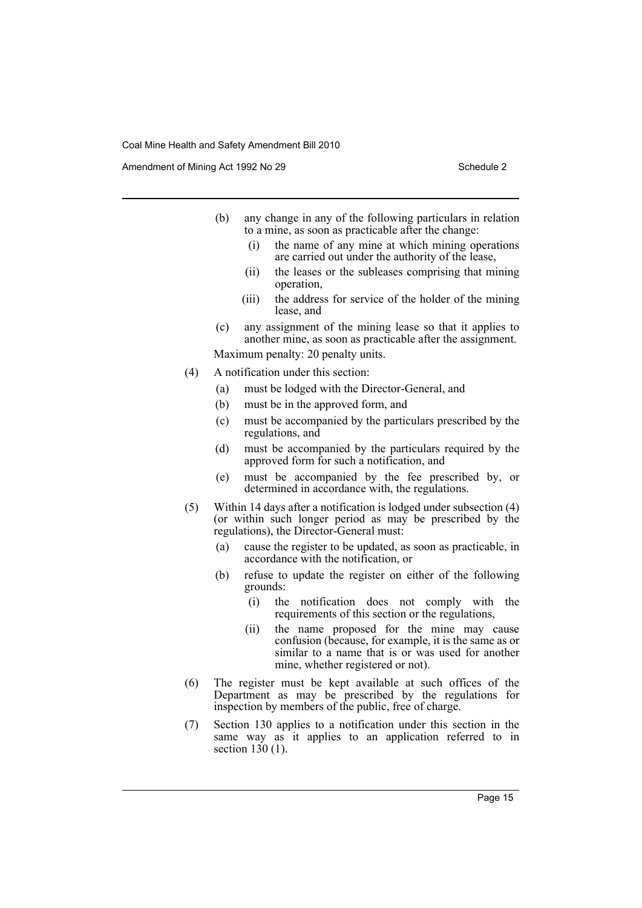(b) any change in any of the following particulars in relation to a mine, as soon as practicable after the change:

  (i) the name of any mine at which mining operations are carried out under the authority of the lease,

  (ii) the leases or the subleases comprising that mining operation,

  (iii) the address for service of the holder of the mining lease, and

(c) any assignment of the mining lease so that it applies to another mine, as soon as practicable after the assignment.

Maximum penalty: 20 penalty units.

(4) A notification under this section:

  (a) must be lodged with the Director-General, and

  (b) must be in the approved form, and

  (c) must be accompanied by the particulars prescribed by the regulations, and

  (d) must be accompanied by the particulars required by the approved form for such a notification, and

  (e) must be accompanied by the fee prescribed by, or determined in accordance with, the regulations.

(5) Within 14 days after a notification is lodged under subsection (4) (or within such longer period as may be prescribed by the regulations), the Director-General must:

  (a) cause the register to be updated, as soon as practicable, in accordance with the notification, or

  (b) refuse to update the register on either of the following grounds:

    (i) the notification does not comply with the requirements of this section or the regulations,

    (ii) the name proposed for the mine may cause confusion (because, for example, it is the same as or similar to a name that is or was used for another mine, whether registered or not).

(6) The register must be kept available at such offices of the Department as may be prescribed by the regulations for inspection by members of the public, free of charge.

(7) Section 130 applies to a notification under this section in the same way as it applies to an application referred to in section 130 (1).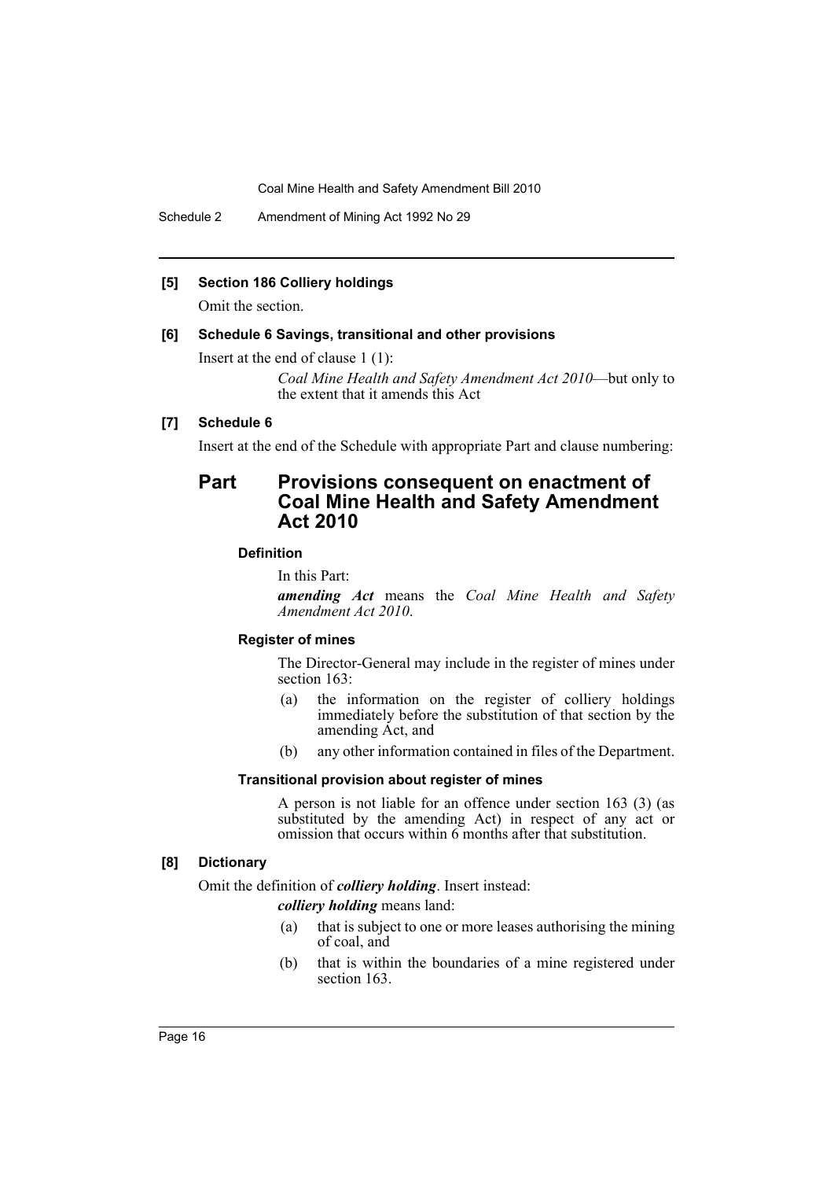**[5] Section 186 Colliery holdings**

Omit the section.

**[6] Schedule 6 Savings, transitional and other provisions**

Insert at the end of clause 1 (1):

*Coal Mine Health and Safety Amendment Act 2010*—but only to the extent that it amends this Act

**[7] Schedule 6**

Insert at the end of the Schedule with appropriate Part and clause numbering:

## Part Provisions consequent on enactment of Coal Mine Health and Safety Amendment Act 2010

**Definition**

In this Part:

***amending Act*** means the *Coal Mine Health and Safety Amendment Act 2010*.

**Register of mines**

The Director-General may include in the register of mines under section 163:

(a) the information on the register of colliery holdings immediately before the substitution of that section by the amending Act, and

(b) any other information contained in files of the Department.

**Transitional provision about register of mines**

A person is not liable for an offence under section 163 (3) (as substituted by the amending Act) in respect of any act or omission that occurs within 6 months after that substitution.

**[8] Dictionary**

Omit the definition of ***colliery holding***. Insert instead:

***colliery holding*** means land:

(a) that is subject to one or more leases authorising the mining of coal, and

(b) that is within the boundaries of a mine registered under section 163.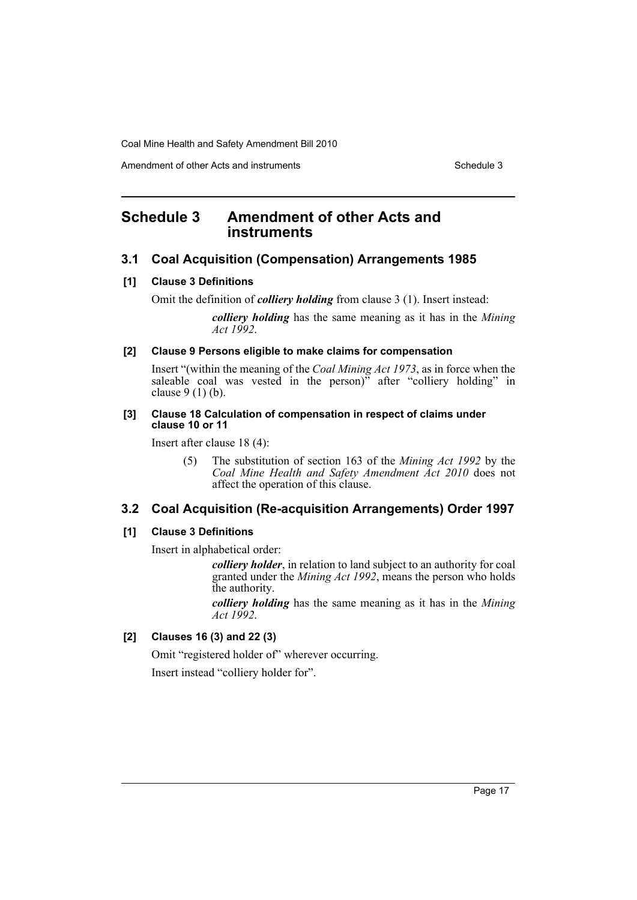# Schedule 3 Amendment of other Acts and instruments

## 3.1 Coal Acquisition (Compensation) Arrangements 1985

### [1] Clause 3 Definitions

Omit the definition of ***colliery holding*** from clause 3 (1). Insert instead:

> ***colliery holding*** has the same meaning as it has in the *Mining Act 1992*.

### [2] Clause 9 Persons eligible to make claims for compensation

Insert "(within the meaning of the *Coal Mining Act 1973*, as in force when the saleable coal was vested in the person)" after "colliery holding" in clause 9 (1) (b).

### [3] Clause 18 Calculation of compensation in respect of claims under clause 10 or 11

Insert after clause 18 (4):

> (5) The substitution of section 163 of the *Mining Act 1992* by the *Coal Mine Health and Safety Amendment Act 2010* does not affect the operation of this clause.

## 3.2 Coal Acquisition (Re-acquisition Arrangements) Order 1997

### [1] Clause 3 Definitions

Insert in alphabetical order:

> ***colliery holder***, in relation to land subject to an authority for coal granted under the *Mining Act 1992*, means the person who holds the authority.
>
> ***colliery holding*** has the same meaning as it has in the *Mining Act 1992*.

### [2] Clauses 16 (3) and 22 (3)

Omit "registered holder of" wherever occurring.

Insert instead "colliery holder for".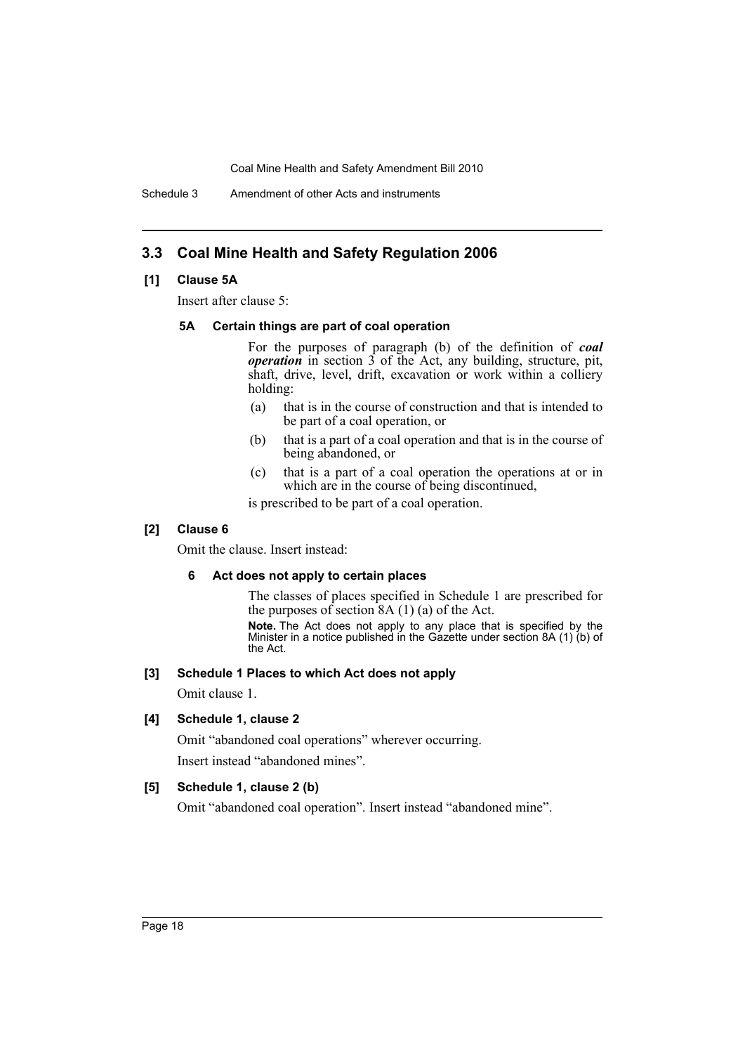## 3.3 Coal Mine Health and Safety Regulation 2006

### [1] Clause 5A

Insert after clause 5:

#### 5A Certain things are part of coal operation

For the purposes of paragraph (b) of the definition of ***coal operation*** in section 3 of the Act, any building, structure, pit, shaft, drive, level, drift, excavation or work within a colliery holding:

- (a) that is in the course of construction and that is intended to be part of a coal operation, or
- (b) that is a part of a coal operation and that is in the course of being abandoned, or
- (c) that is a part of a coal operation the operations at or in which are in the course of being discontinued,

is prescribed to be part of a coal operation.

### [2] Clause 6

Omit the clause. Insert instead:

#### 6 Act does not apply to certain places

The classes of places specified in Schedule 1 are prescribed for the purposes of section 8A (1) (a) of the Act.

**Note.** The Act does not apply to any place that is specified by the Minister in a notice published in the Gazette under section 8A (1) (b) of the Act.

### [3] Schedule 1 Places to which Act does not apply

Omit clause 1.

### [4] Schedule 1, clause 2

Omit "abandoned coal operations" wherever occurring.

Insert instead "abandoned mines".

### [5] Schedule 1, clause 2 (b)

Omit "abandoned coal operation". Insert instead "abandoned mine".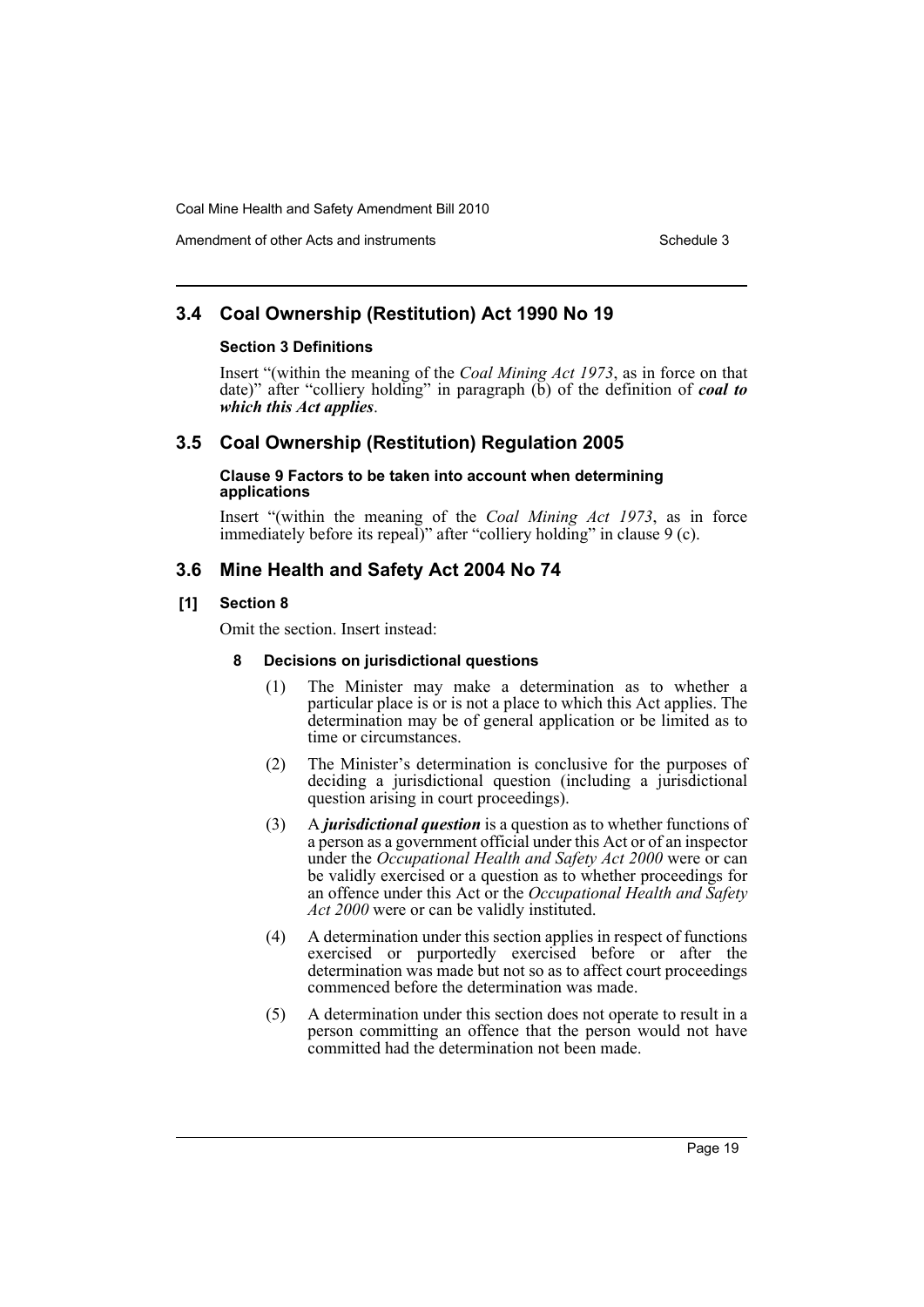## 3.4 Coal Ownership (Restitution) Act 1990 No 19

### Section 3 Definitions

Insert "(within the meaning of the *Coal Mining Act 1973*, as in force on that date)" after "colliery holding" in paragraph (b) of the definition of ***coal to which this Act applies***.

## 3.5 Coal Ownership (Restitution) Regulation 2005

### Clause 9 Factors to be taken into account when determining applications

Insert "(within the meaning of the *Coal Mining Act 1973*, as in force immediately before its repeal)" after "colliery holding" in clause 9 (c).

## 3.6 Mine Health and Safety Act 2004 No 74

### [1] Section 8

Omit the section. Insert instead:

#### 8 Decisions on jurisdictional questions

(1) The Minister may make a determination as to whether a particular place is or is not a place to which this Act applies. The determination may be of general application or be limited as to time or circumstances.

(2) The Minister's determination is conclusive for the purposes of deciding a jurisdictional question (including a jurisdictional question arising in court proceedings).

(3) A ***jurisdictional question*** is a question as to whether functions of a person as a government official under this Act or of an inspector under the *Occupational Health and Safety Act 2000* were or can be validly exercised or a question as to whether proceedings for an offence under this Act or the *Occupational Health and Safety Act 2000* were or can be validly instituted.

(4) A determination under this section applies in respect of functions exercised or purportedly exercised before or after the determination was made but not so as to affect court proceedings commenced before the determination was made.

(5) A determination under this section does not operate to result in a person committing an offence that the person would not have committed had the determination not been made.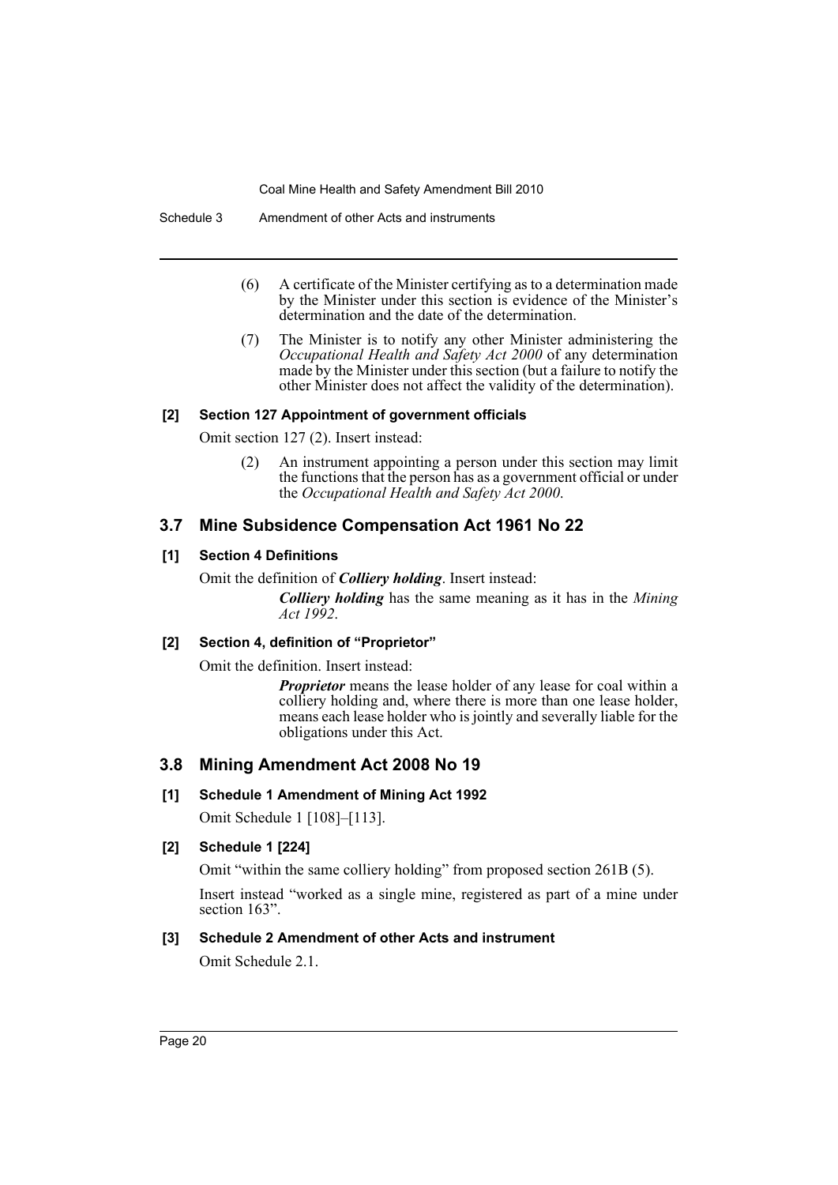(6) A certificate of the Minister certifying as to a determination made by the Minister under this section is evidence of the Minister's determination and the date of the determination.

(7) The Minister is to notify any other Minister administering the *Occupational Health and Safety Act 2000* of any determination made by the Minister under this section (but a failure to notify the other Minister does not affect the validity of the determination).

#### [2] Section 127 Appointment of government officials

Omit section 127 (2). Insert instead:

(2) An instrument appointing a person under this section may limit the functions that the person has as a government official or under the *Occupational Health and Safety Act 2000*.

## 3.7 Mine Subsidence Compensation Act 1961 No 22

#### [1] Section 4 Definitions

Omit the definition of ***Colliery holding***. Insert instead:

***Colliery holding*** has the same meaning as it has in the *Mining Act 1992*.

#### [2] Section 4, definition of "Proprietor"

Omit the definition. Insert instead:

***Proprietor*** means the lease holder of any lease for coal within a colliery holding and, where there is more than one lease holder, means each lease holder who is jointly and severally liable for the obligations under this Act.

## 3.8 Mining Amendment Act 2008 No 19

#### [1] Schedule 1 Amendment of Mining Act 1992

Omit Schedule 1 [108]–[113].

#### [2] Schedule 1 [224]

Omit "within the same colliery holding" from proposed section 261B (5).

Insert instead "worked as a single mine, registered as part of a mine under section 163".

#### [3] Schedule 2 Amendment of other Acts and instrument

Omit Schedule 2.1.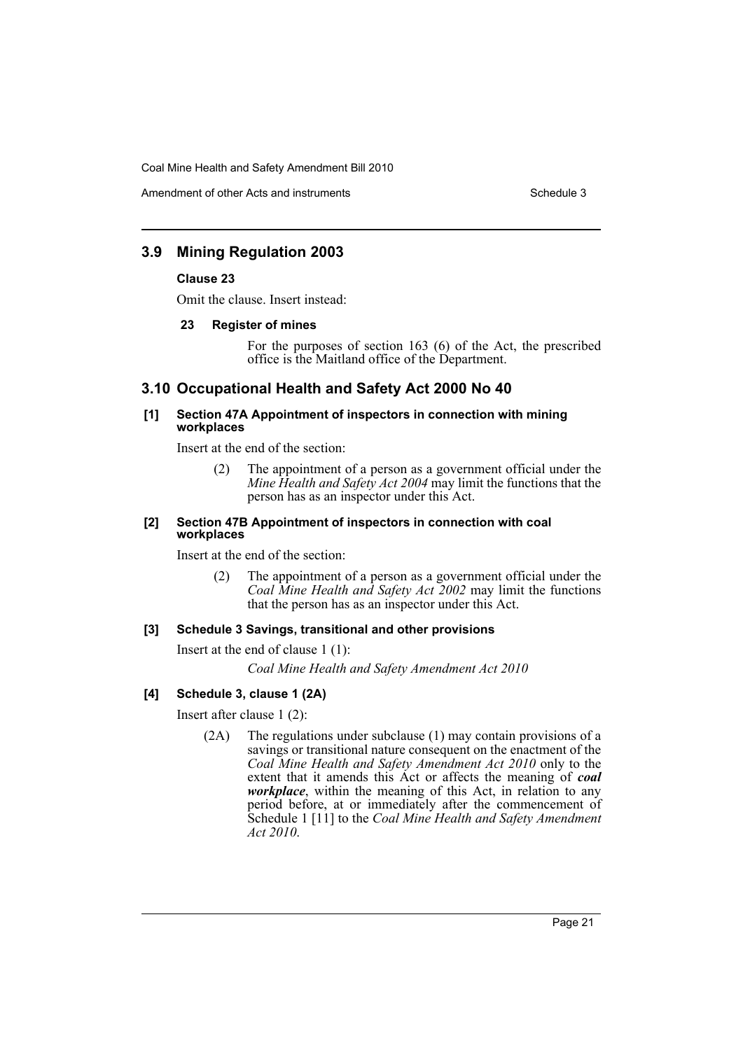## 3.9 Mining Regulation 2003

### Clause 23

Omit the clause. Insert instead:

#### 23 Register of mines

For the purposes of section 163 (6) of the Act, the prescribed office is the Maitland office of the Department.

## 3.10 Occupational Health and Safety Act 2000 No 40

### [1] Section 47A Appointment of inspectors in connection with mining workplaces

Insert at the end of the section:

(2) The appointment of a person as a government official under the *Mine Health and Safety Act 2004* may limit the functions that the person has as an inspector under this Act.

### [2] Section 47B Appointment of inspectors in connection with coal workplaces

Insert at the end of the section:

(2) The appointment of a person as a government official under the *Coal Mine Health and Safety Act 2002* may limit the functions that the person has as an inspector under this Act.

### [3] Schedule 3 Savings, transitional and other provisions

Insert at the end of clause 1 (1):

*Coal Mine Health and Safety Amendment Act 2010*

### [4] Schedule 3, clause 1 (2A)

Insert after clause 1 (2):

(2A) The regulations under subclause (1) may contain provisions of a savings or transitional nature consequent on the enactment of the *Coal Mine Health and Safety Amendment Act 2010* only to the extent that it amends this Act or affects the meaning of ***coal workplace***, within the meaning of this Act, in relation to any period before, at or immediately after the commencement of Schedule 1 [11] to the *Coal Mine Health and Safety Amendment Act 2010*.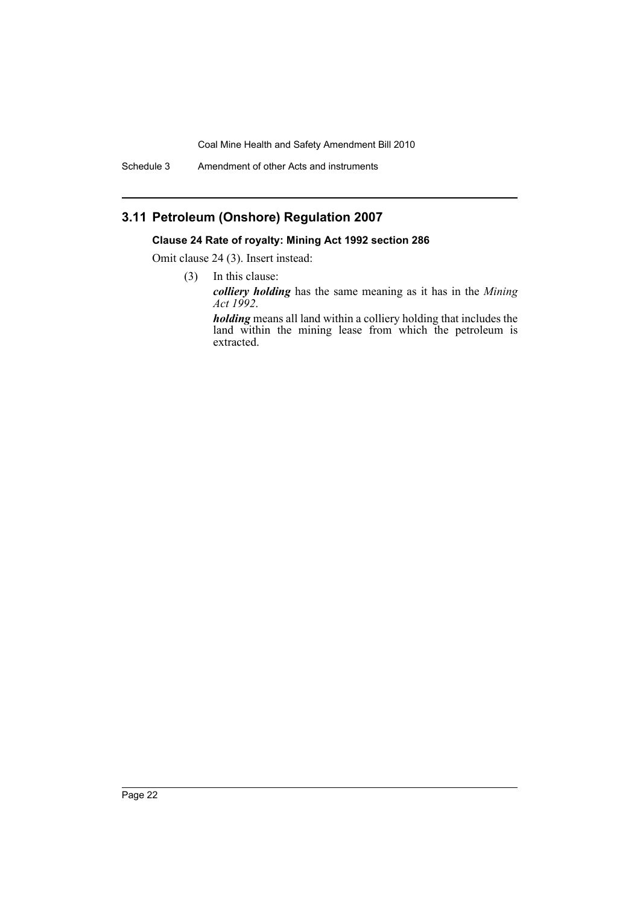## 3.11 Petroleum (Onshore) Regulation 2007

### Clause 24 Rate of royalty: Mining Act 1992 section 286

Omit clause 24 (3). Insert instead:

(3) In this clause:

***colliery holding*** has the same meaning as it has in the *Mining Act 1992*.

***holding*** means all land within a colliery holding that includes the land within the mining lease from which the petroleum is extracted.